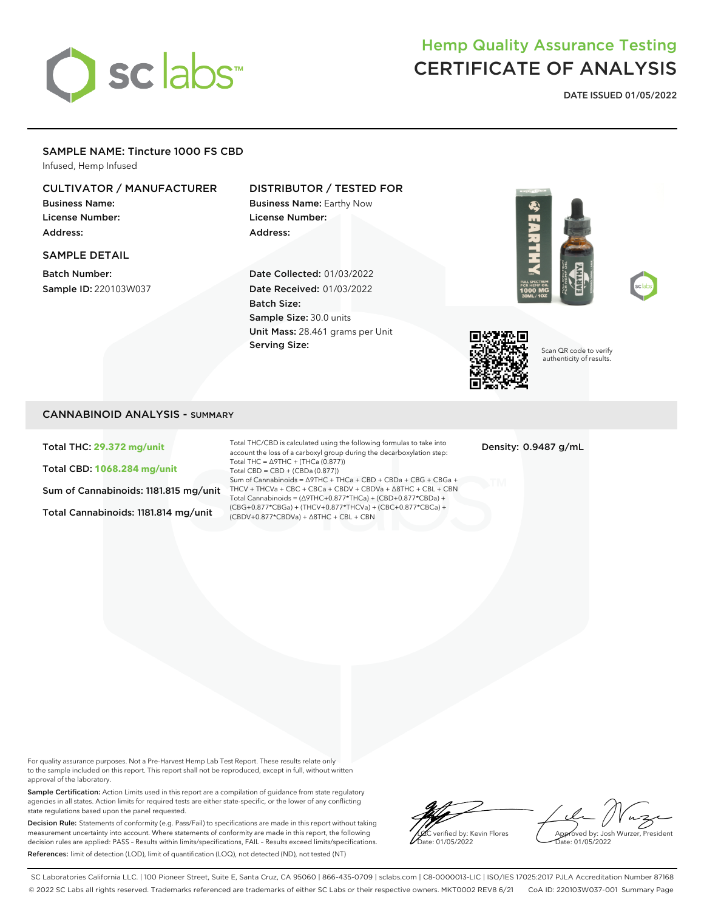# Hemp Quality Assurance Testing
# CERTIFICATE OF ANALYSIS

**DATE ISSUED 01/05/2022**

## SAMPLE NAME: Tincture 1000 FS CBD

Infused, Hemp Infused

### CULTIVATOR / MANUFACTURER

**Business Name:**
**License Number:**
**Address:**

### DISTRIBUTOR / TESTED FOR

**Business Name:** Earthy Now
**License Number:**
**Address:**

### SAMPLE DETAIL

**Batch Number:**
**Sample ID:** 220103W037

**Date Collected:** 01/03/2022
**Date Received:** 01/03/2022
**Batch Size:**
**Sample Size:** 30.0 units
**Unit Mass:** 28.461 grams per Unit
**Serving Size:**

Scan QR code to verify authenticity of results.

## CANNABINOID ANALYSIS - SUMMARY

**Total THC: 29.372 mg/unit**

**Total CBD: 1068.284 mg/unit**

**Sum of Cannabinoids: 1181.815 mg/unit**

**Total Cannabinoids: 1181.814 mg/unit**

Total THC/CBD is calculated using the following formulas to take into account the loss of a carboxyl group during the decarboxylation step:
Total THC = Δ9THC + (THCa (0.877))
Total CBD = CBD + (CBDa (0.877))
Sum of Cannabinoids = Δ9THC + THCa + CBD + CBDa + CBG + CBGa + THCV + THCVa + CBC + CBCa + CBDV + CBDVa + Δ8THC + CBL + CBN
Total Cannabinoids = (Δ9THC+0.877*THCa) + (CBD+0.877*CBDa) + (CBG+0.877*CBGa) + (THCV+0.877*THCVa) + (CBC+0.877*CBCa) + (CBDV+0.877*CBDVa) + Δ8THC + CBL + CBN

**Density: 0.9487 g/mL**

For quality assurance purposes. Not a Pre-Harvest Hemp Lab Test Report. These results relate only to the sample included on this report. This report shall not be reproduced, except in full, without written approval of the laboratory.

**Sample Certification:** Action Limits used in this report are a compilation of guidance from state regulatory agencies in all states. Action limits for required tests are either state-specific, or the lower of any conflicting state regulations based upon the panel requested.

**Decision Rule:** Statements of conformity (e.g. Pass/Fail) to specifications are made in this report without taking measurement uncertainty into account. Where statements of conformity are made in this report, the following decision rules are applied: PASS – Results within limits/specifications, FAIL – Results exceed limits/specifications.

**References:** limit of detection (LOD), limit of quantification (LOQ), not detected (ND), not tested (NT)

LQC verified by: Kevin Flores
Date: 01/05/2022

Approved by: Josh Wurzer, President
Date: 01/05/2022

SC Laboratories California LLC. | 100 Pioneer Street, Suite E, Santa Cruz, CA 95060 | 866-435-0709 | sclabs.com | C8-0000013-LIC | ISO/IES 17025:2017 PJLA Accreditation Number 87168
© 2022 SC Labs all rights reserved. Trademarks referenced are trademarks of either SC Labs or their respective owners. MKT0002 REV8 6/21 CoA ID: 220103W037-001 Summary Page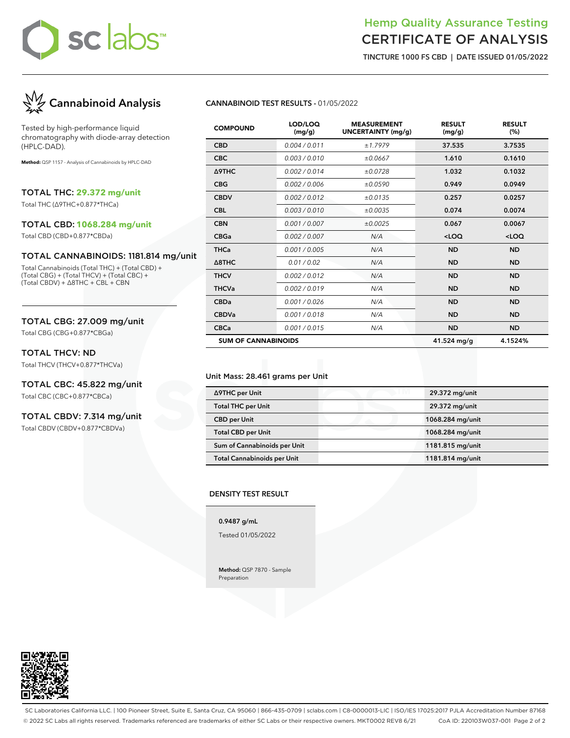# Hemp Quality Assurance Testing
# CERTIFICATE OF ANALYSIS

**TINCTURE 1000 FS CBD | DATE ISSUED 01/05/2022**

## Cannabinoid Analysis

Tested by high-performance liquid chromatography with diode-array detection (HPLC-DAD).

**Method:** QSP 1157 - Analysis of Cannabinoids by HPLC-DAD

**TOTAL THC: 29.372 mg/unit**

Total THC (Δ9THC+0.877*THCa)

**TOTAL CBD: 1068.284 mg/unit**

Total CBD (CBD+0.877*CBDa)

**TOTAL CANNABINOIDS: 1181.814 mg/unit**

Total Cannabinoids (Total THC) + (Total CBD) + (Total CBG) + (Total THCV) + (Total CBC) + (Total CBDV) + Δ8THC + CBL + CBN

**TOTAL CBG: 27.009 mg/unit**

Total CBG (CBG+0.877*CBGa)

**TOTAL THCV: ND**

Total THCV (THCV+0.877*THCVa)

**TOTAL CBC: 45.822 mg/unit**

Total CBC (CBC+0.877*CBCa)

**TOTAL CBDV: 7.314 mg/unit**

Total CBDV (CBDV+0.877*CBDVa)

### CANNABINOID TEST RESULTS - 01/05/2022

| COMPOUND | LOD/LOQ (mg/g) | MEASUREMENT UNCERTAINTY (mg/g) | RESULT (mg/g) | RESULT (%) |
|---|---|---|---|---|
| CBD | 0.004 / 0.011 | ±1.7979 | 37.535 | 3.7535 |
| CBC | 0.003 / 0.010 | ±0.0667 | 1.610 | 0.1610 |
| Δ9THC | 0.002 / 0.014 | ±0.0728 | 1.032 | 0.1032 |
| CBG | 0.002 / 0.006 | ±0.0590 | 0.949 | 0.0949 |
| CBDV | 0.002 / 0.012 | ±0.0135 | 0.257 | 0.0257 |
| CBL | 0.003 / 0.010 | ±0.0035 | 0.074 | 0.0074 |
| CBN | 0.001 / 0.007 | ±0.0025 | 0.067 | 0.0067 |
| CBGa | 0.002 / 0.007 | N/A | <LOQ | <LOQ |
| THCa | 0.001 / 0.005 | N/A | ND | ND |
| Δ8THC | 0.01 / 0.02 | N/A | ND | ND |
| THCV | 0.002 / 0.012 | N/A | ND | ND |
| THCVa | 0.002 / 0.019 | N/A | ND | ND |
| CBDa | 0.001 / 0.026 | N/A | ND | ND |
| CBDVa | 0.001 / 0.018 | N/A | ND | ND |
| CBCa | 0.001 / 0.015 | N/A | ND | ND |
| **SUM OF CANNABINOIDS** | | | 41.524 mg/g | 4.1524% |

Unit Mass: 28.461 grams per Unit

| | |
|---|---|
| Δ9THC per Unit | 29.372 mg/unit |
| Total THC per Unit | 29.372 mg/unit |
| CBD per Unit | 1068.284 mg/unit |
| Total CBD per Unit | 1068.284 mg/unit |
| Sum of Cannabinoids per Unit | 1181.815 mg/unit |
| Total Cannabinoids per Unit | 1181.814 mg/unit |

### DENSITY TEST RESULT

**0.9487 g/mL**

Tested 01/05/2022

**Method:** QSP 7870 - Sample Preparation

SC Laboratories California LLC. | 100 Pioneer Street, Suite E, Santa Cruz, CA 95060 | 866-435-0709 | sclabs.com | C8-0000013-LIC | ISO/IES 17025:2017 PJLA Accreditation Number 87168

© 2022 SC Labs all rights reserved. Trademarks referenced are trademarks of either SC Labs or their respective owners. MKT0002 REV8 6/21 CoA ID: 220103W037-001